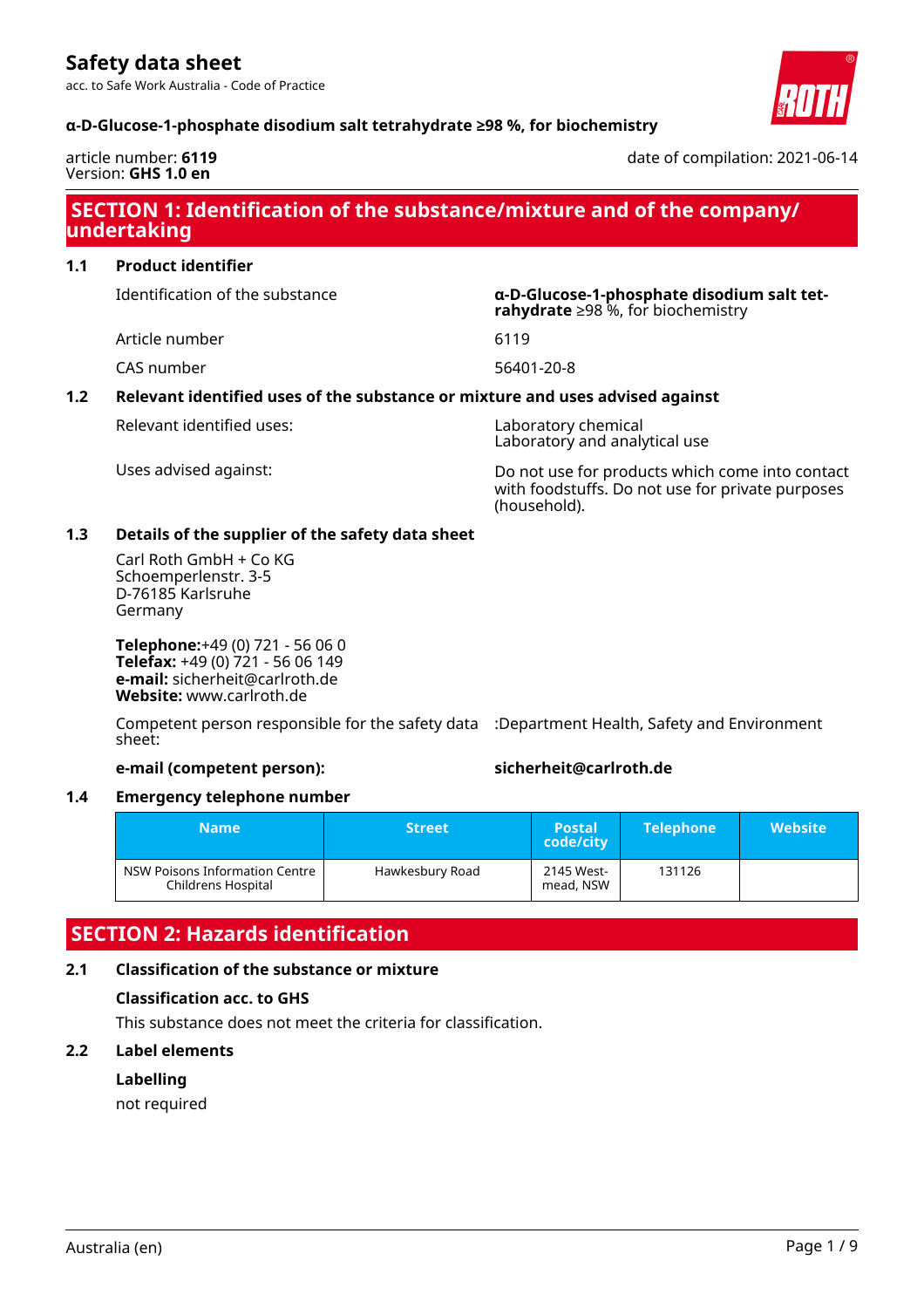# Safety data sheet

acc. to Safe Work Australia - Code of Practice

**α-D-Glucose-1-phosphate disodium salt tetrahydrate ≥98 %, for biochemistry**

article number: **6119**
Version: **GHS 1.0 en**

date of compilation: 2021-06-14

## SECTION 1: Identification of the substance/mixture and of the company/undertaking

### 1.1 Product identifier

| | |
|---|---|
| Identification of the substance | **α-D-Glucose-1-phosphate disodium salt tetrahydrate** ≥98 %, for biochemistry |
| Article number | 6119 |
| CAS number | 56401-20-8 |

### 1.2 Relevant identified uses of the substance or mixture and uses advised against

| | |
|---|---|
| Relevant identified uses: | Laboratory chemical<br>Laboratory and analytical use |
| Uses advised against: | Do not use for products which come into contact with foodstuffs. Do not use for private purposes (household). |

### 1.3 Details of the supplier of the safety data sheet

Carl Roth GmbH + Co KG
Schoemperlenstr. 3-5
D-76185 Karlsruhe
Germany

**Telephone:**+49 (0) 721 - 56 06 0
**Telefax:** +49 (0) 721 - 56 06 149
**e-mail:** sicherheit@carlroth.de
**Website:** www.carlroth.de

Competent person responsible for the safety data sheet: :Department Health, Safety and Environment

**e-mail (competent person):** **sicherheit@carlroth.de**

### 1.4 Emergency telephone number

| Name | Street | Postal code/city | Telephone | Website |
|---|---|---|---|---|
| NSW Poisons Information Centre Childrens Hospital | Hawkesbury Road | 2145 Westmead, NSW | 131126 | |

## SECTION 2: Hazards identification

### 2.1 Classification of the substance or mixture

**Classification acc. to GHS**

This substance does not meet the criteria for classification.

### 2.2 Label elements

**Labelling**

not required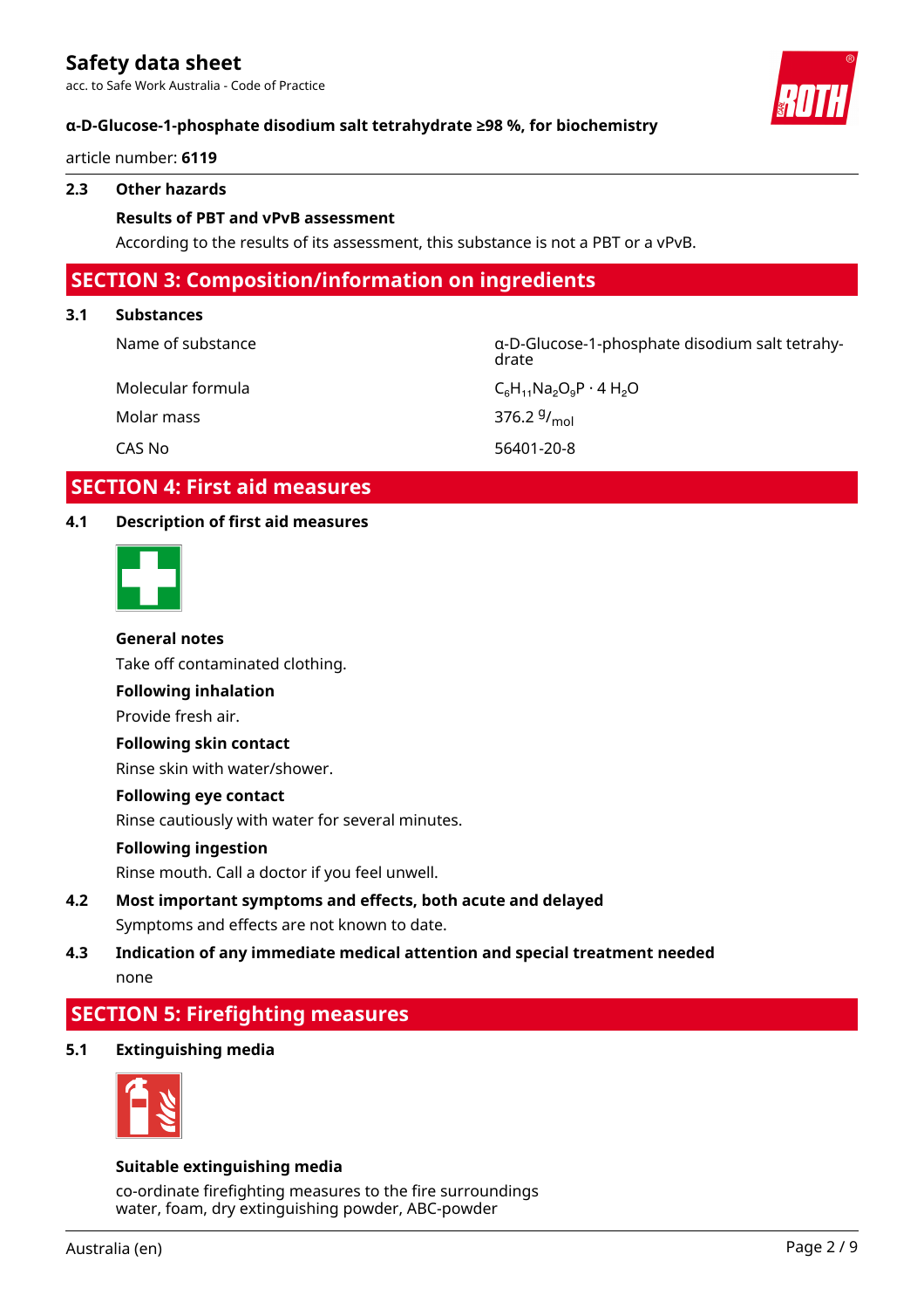### 2.3 Other hazards

**Results of PBT and vPvB assessment**

According to the results of its assessment, this substance is not a PBT or a vPvB.

## SECTION 3: Composition/information on ingredients

### 3.1 Substances

| | |
|---|---|
| Name of substance | α-D-Glucose-1-phosphate disodium salt tetrahydrate |
| Molecular formula | $C_6H_{11}Na_2O_9P \cdot 4\ H_2O$ |
| Molar mass | 376.2 $^{g}/_{mol}$ |
| CAS No | 56401-20-8 |

## SECTION 4: First aid measures

### 4.1 Description of first aid measures

**General notes**

Take off contaminated clothing.

**Following inhalation**

Provide fresh air.

**Following skin contact**

Rinse skin with water/shower.

**Following eye contact**

Rinse cautiously with water for several minutes.

**Following ingestion**

Rinse mouth. Call a doctor if you feel unwell.

### 4.2 Most important symptoms and effects, both acute and delayed

Symptoms and effects are not known to date.

### 4.3 Indication of any immediate medical attention and special treatment needed

none

## SECTION 5: Firefighting measures

### 5.1 Extinguishing media

**Suitable extinguishing media**

co-ordinate firefighting measures to the fire surroundings
water, foam, dry extinguishing powder, ABC-powder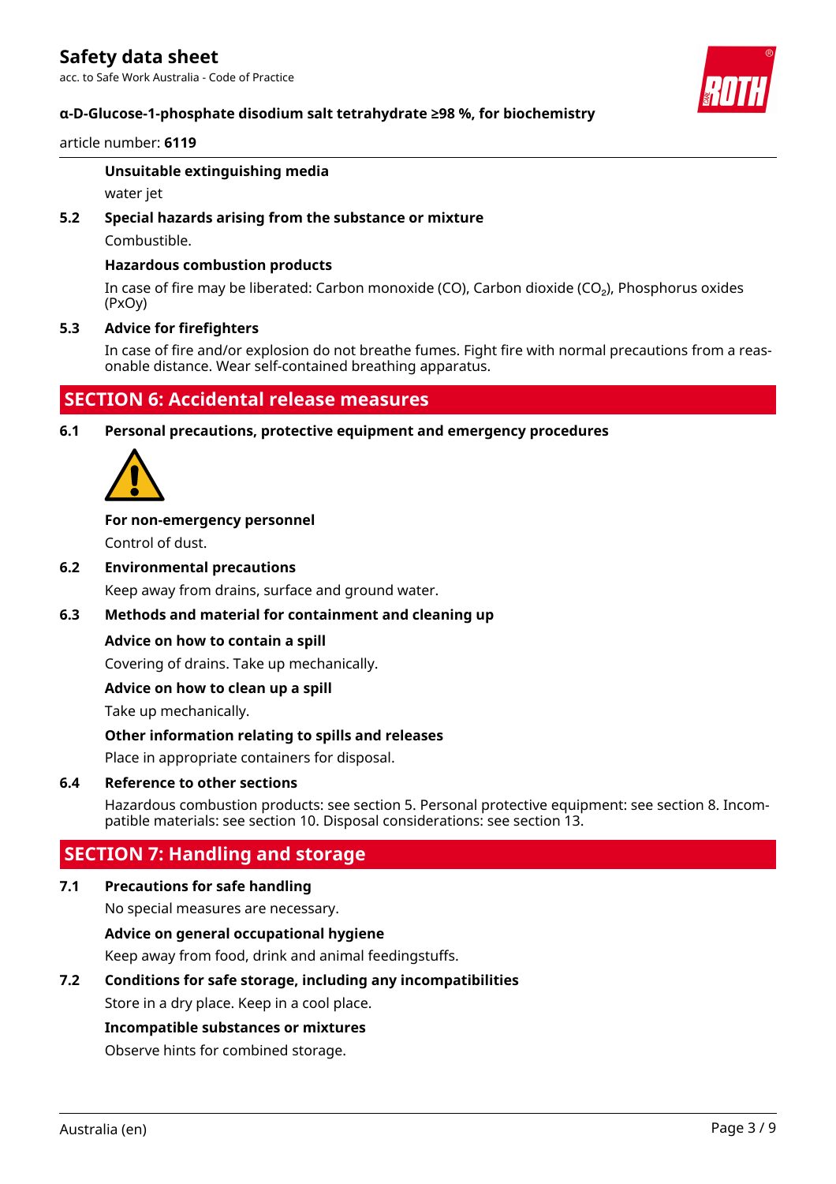**Unsuitable extinguishing media**

water jet

**5.2 Special hazards arising from the substance or mixture**

Combustible.

**Hazardous combustion products**

In case of fire may be liberated: Carbon monoxide (CO), Carbon dioxide ($CO_2$), Phosphorus oxides (PxOy)

**5.3 Advice for firefighters**

In case of fire and/or explosion do not breathe fumes. Fight fire with normal precautions from a reasonable distance. Wear self-contained breathing apparatus.

## SECTION 6: Accidental release measures

**6.1 Personal precautions, protective equipment and emergency procedures**

**For non-emergency personnel**

Control of dust.

**6.2 Environmental precautions**

Keep away from drains, surface and ground water.

**6.3 Methods and material for containment and cleaning up**

**Advice on how to contain a spill**

Covering of drains. Take up mechanically.

**Advice on how to clean up a spill**

Take up mechanically.

**Other information relating to spills and releases**

Place in appropriate containers for disposal.

**6.4 Reference to other sections**

Hazardous combustion products: see section 5. Personal protective equipment: see section 8. Incompatible materials: see section 10. Disposal considerations: see section 13.

## SECTION 7: Handling and storage

**7.1 Precautions for safe handling**

No special measures are necessary.

**Advice on general occupational hygiene**

Keep away from food, drink and animal feedingstuffs.

**7.2 Conditions for safe storage, including any incompatibilities**

Store in a dry place. Keep in a cool place.

**Incompatible substances or mixtures**

Observe hints for combined storage.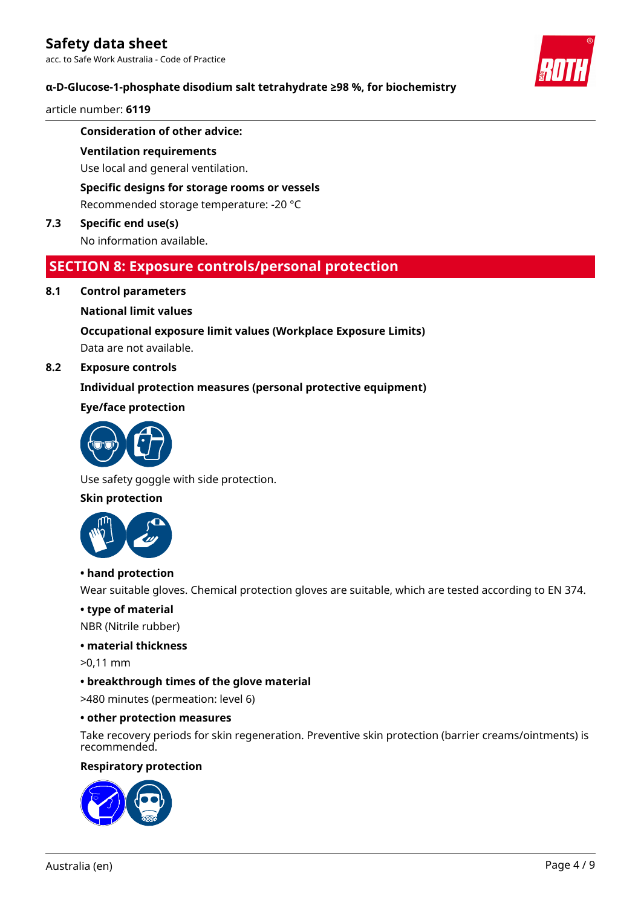**Consideration of other advice:**

**Ventilation requirements**

Use local and general ventilation.

**Specific designs for storage rooms or vessels**

Recommended storage temperature: -20 °C

**7.3 Specific end use(s)**

No information available.

## SECTION 8: Exposure controls/personal protection

**8.1 Control parameters**

**National limit values**

**Occupational exposure limit values (Workplace Exposure Limits)**

Data are not available.

**8.2 Exposure controls**

**Individual protection measures (personal protective equipment)**

**Eye/face protection**

Use safety goggle with side protection.

**Skin protection**

**• hand protection**

Wear suitable gloves. Chemical protection gloves are suitable, which are tested according to EN 374.

**• type of material**

NBR (Nitrile rubber)

**• material thickness**

>0,11 mm

**• breakthrough times of the glove material**

>480 minutes (permeation: level 6)

**• other protection measures**

Take recovery periods for skin regeneration. Preventive skin protection (barrier creams/ointments) is recommended.

**Respiratory protection**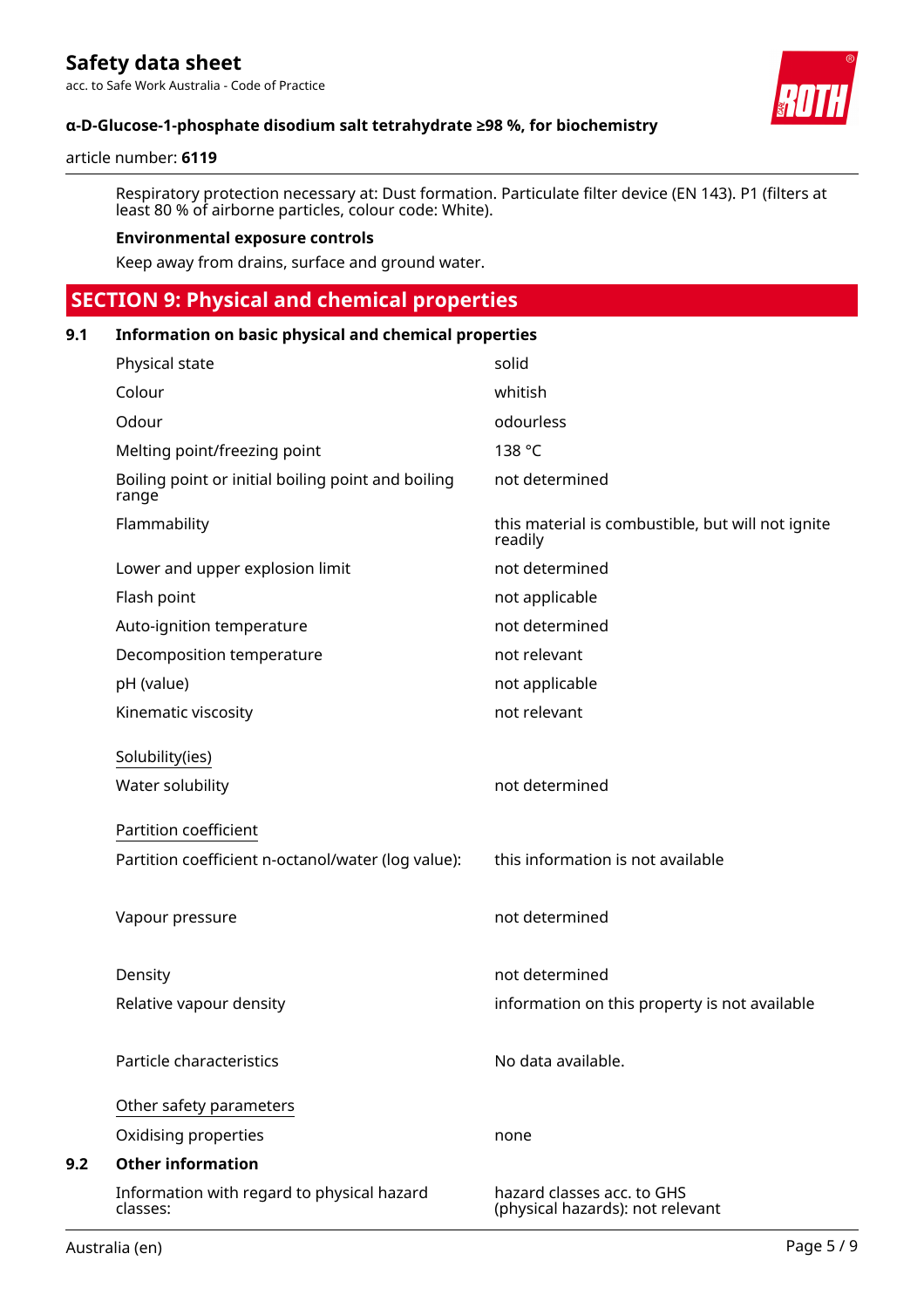Respiratory protection necessary at: Dust formation. Particulate filter device (EN 143). P1 (filters at least 80 % of airborne particles, colour code: White).

**Environmental exposure controls**

Keep away from drains, surface and ground water.

## SECTION 9: Physical and chemical properties

### 9.1 Information on basic physical and chemical properties

| | |
|---|---|
| Physical state | solid |
| Colour | whitish |
| Odour | odourless |
| Melting point/freezing point | 138 °C |
| Boiling point or initial boiling point and boiling range | not determined |
| Flammability | this material is combustible, but will not ignite readily |
| Lower and upper explosion limit | not determined |
| Flash point | not applicable |
| Auto-ignition temperature | not determined |
| Decomposition temperature | not relevant |
| pH (value) | not applicable |
| Kinematic viscosity | not relevant |

Solubility(ies)

| | |
|---|---|
| Water solubility | not determined |

Partition coefficient

| | |
|---|---|
| Partition coefficient n-octanol/water (log value): | this information is not available |
| Vapour pressure | not determined |
| Density | not determined |
| Relative vapour density | information on this property is not available |
| Particle characteristics | No data available. |

Other safety parameters

| | |
|---|---|
| Oxidising properties | none |

### 9.2 Other information

| | |
|---|---|
| Information with regard to physical hazard classes: | hazard classes acc. to GHS (physical hazards): not relevant |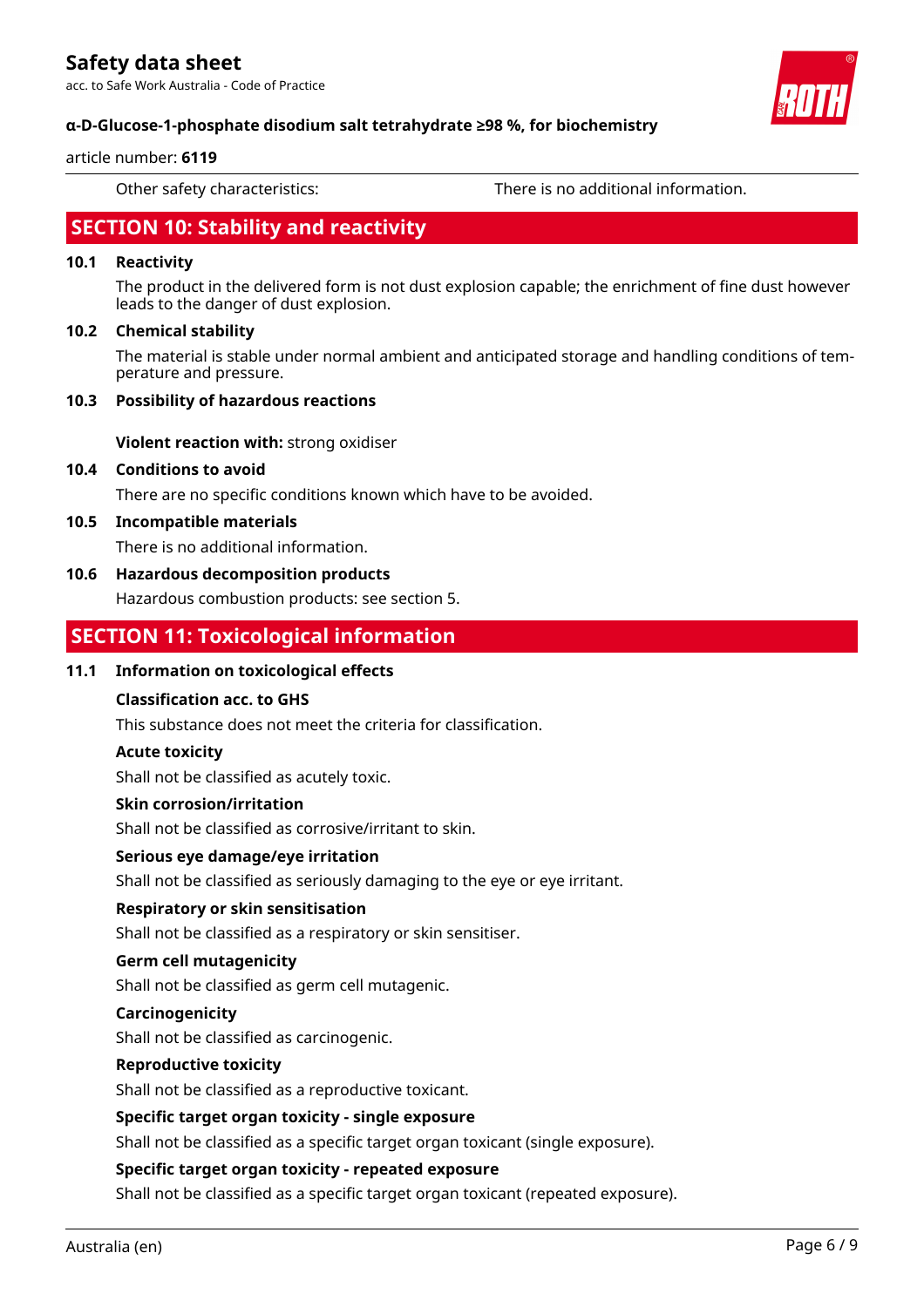Other safety characteristics: There is no additional information.

## SECTION 10: Stability and reactivity

### 10.1 Reactivity

The product in the delivered form is not dust explosion capable; the enrichment of fine dust however leads to the danger of dust explosion.

### 10.2 Chemical stability

The material is stable under normal ambient and anticipated storage and handling conditions of temperature and pressure.

### 10.3 Possibility of hazardous reactions

**Violent reaction with:** strong oxidiser

### 10.4 Conditions to avoid

There are no specific conditions known which have to be avoided.

### 10.5 Incompatible materials

There is no additional information.

### 10.6 Hazardous decomposition products

Hazardous combustion products: see section 5.

## SECTION 11: Toxicological information

### 11.1 Information on toxicological effects

**Classification acc. to GHS**

This substance does not meet the criteria for classification.

**Acute toxicity**

Shall not be classified as acutely toxic.

**Skin corrosion/irritation**

Shall not be classified as corrosive/irritant to skin.

**Serious eye damage/eye irritation**

Shall not be classified as seriously damaging to the eye or eye irritant.

**Respiratory or skin sensitisation**

Shall not be classified as a respiratory or skin sensitiser.

**Germ cell mutagenicity**

Shall not be classified as germ cell mutagenic.

**Carcinogenicity**

Shall not be classified as carcinogenic.

**Reproductive toxicity**

Shall not be classified as a reproductive toxicant.

**Specific target organ toxicity - single exposure**

Shall not be classified as a specific target organ toxicant (single exposure).

**Specific target organ toxicity - repeated exposure**

Shall not be classified as a specific target organ toxicant (repeated exposure).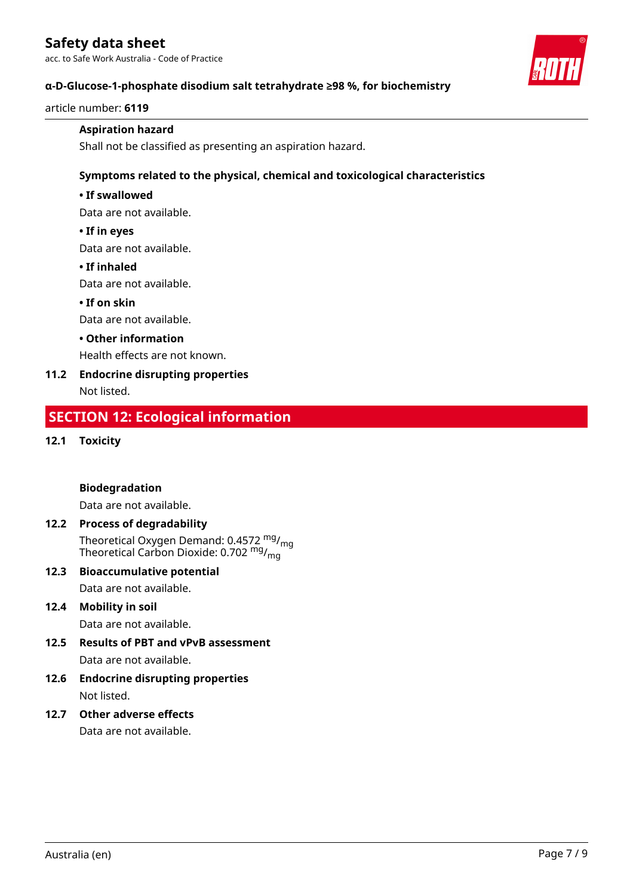**Aspiration hazard**

Shall not be classified as presenting an aspiration hazard.

**Symptoms related to the physical, chemical and toxicological characteristics**

**• If swallowed**

Data are not available.

**• If in eyes**

Data are not available.

**• If inhaled**

Data are not available.

**• If on skin**

Data are not available.

**• Other information**

Health effects are not known.

### 11.2 Endocrine disrupting properties

Not listed.

## SECTION 12: Ecological information

### 12.1 Toxicity

**Biodegradation**

Data are not available.

### 12.2 Process of degradability

Theoretical Oxygen Demand: 0.4572 $^{mg}/_{mg}$
Theoretical Carbon Dioxide: 0.702 $^{mg}/_{mg}$

### 12.3 Bioaccumulative potential

Data are not available.

### 12.4 Mobility in soil

Data are not available.

### 12.5 Results of PBT and vPvB assessment

Data are not available.

### 12.6 Endocrine disrupting properties

Not listed.

### 12.7 Other adverse effects

Data are not available.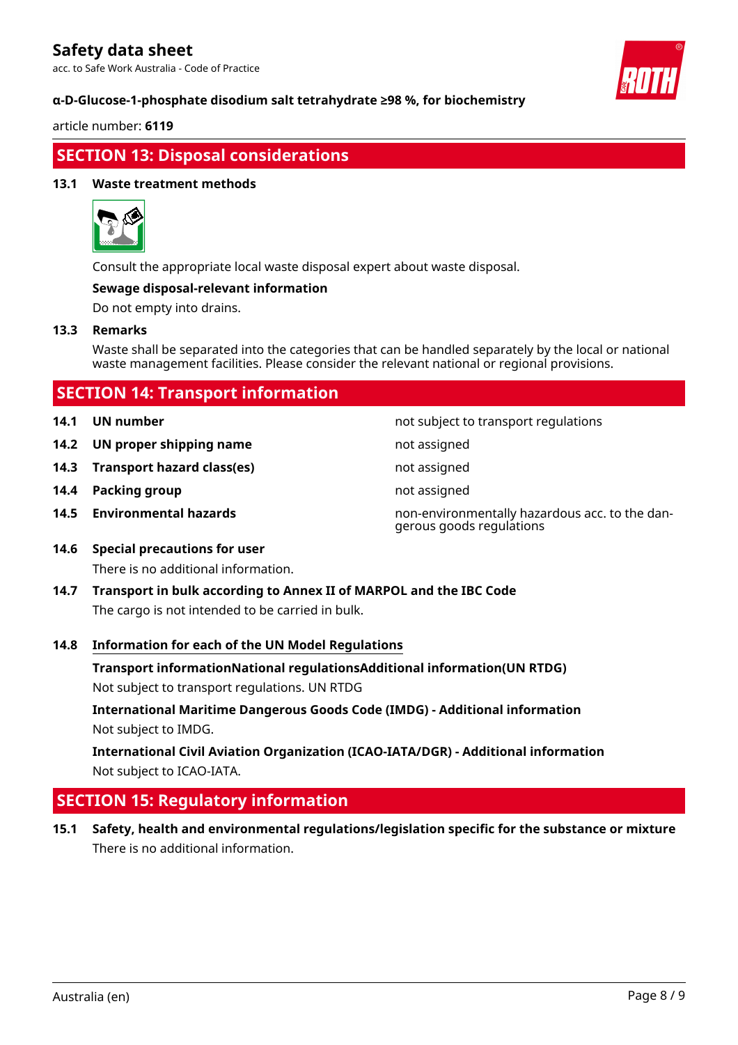## SECTION 13: Disposal considerations

### 13.1 Waste treatment methods

Consult the appropriate local waste disposal expert about waste disposal.

**Sewage disposal-relevant information**

Do not empty into drains.

### 13.3 Remarks

Waste shall be separated into the categories that can be handled separately by the local or national waste management facilities. Please consider the relevant national or regional provisions.

## SECTION 14: Transport information

| | | |
|---|---|---|
| **14.1** | **UN number** | not subject to transport regulations |
| **14.2** | **UN proper shipping name** | not assigned |
| **14.3** | **Transport hazard class(es)** | not assigned |
| **14.4** | **Packing group** | not assigned |
| **14.5** | **Environmental hazards** | non-environmentally hazardous acc. to the dangerous goods regulations |

### 14.6 Special precautions for user

There is no additional information.

### 14.7 Transport in bulk according to Annex II of MARPOL and the IBC Code

The cargo is not intended to be carried in bulk.

### 14.8 Information for each of the UN Model Regulations

**Transport informationNational regulationsAdditional information(UN RTDG)**

Not subject to transport regulations. UN RTDG

**International Maritime Dangerous Goods Code (IMDG) - Additional information**

Not subject to IMDG.

**International Civil Aviation Organization (ICAO-IATA/DGR) - Additional information**

Not subject to ICAO-IATA.

## SECTION 15: Regulatory information

### 15.1 Safety, health and environmental regulations/legislation specific for the substance or mixture

There is no additional information.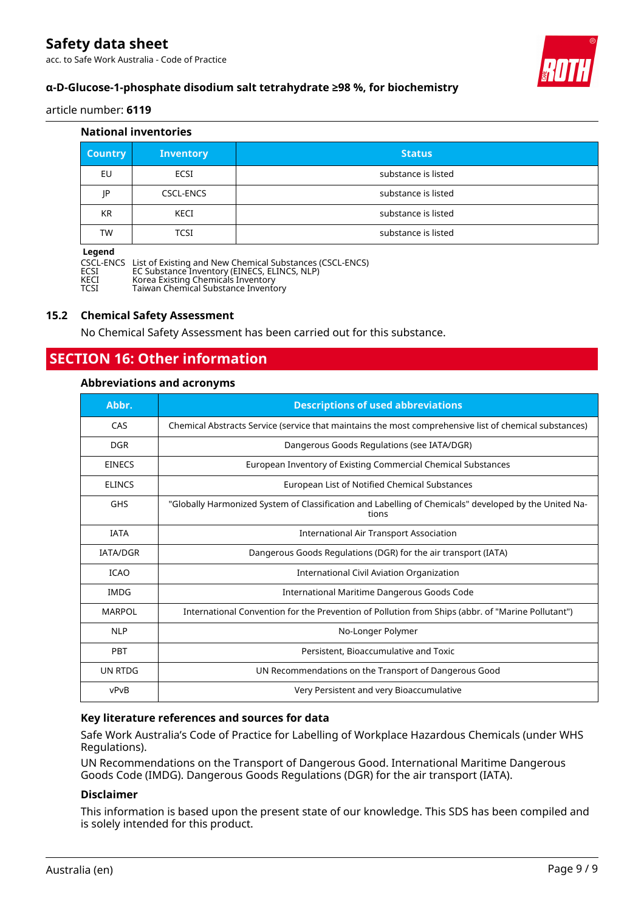#### National inventories

| Country | Inventory | Status |
|---|---|---|
| EU | ECSI | substance is listed |
| JP | CSCL-ENCS | substance is listed |
| KR | KECI | substance is listed |
| TW | TCSI | substance is listed |

**Legend**

CSCL-ENCS List of Existing and New Chemical Substances (CSCL-ENCS)
ECSI EC Substance Inventory (EINECS, ELINCS, NLP)
KECI Korea Existing Chemicals Inventory
TCSI Taiwan Chemical Substance Inventory

### 15.2 Chemical Safety Assessment

No Chemical Safety Assessment has been carried out for this substance.

## SECTION 16: Other information

#### Abbreviations and acronyms

| Abbr. | Descriptions of used abbreviations |
|---|---|
| CAS | Chemical Abstracts Service (service that maintains the most comprehensive list of chemical substances) |
| DGR | Dangerous Goods Regulations (see IATA/DGR) |
| EINECS | European Inventory of Existing Commercial Chemical Substances |
| ELINCS | European List of Notified Chemical Substances |
| GHS | "Globally Harmonized System of Classification and Labelling of Chemicals" developed by the United Nations |
| IATA | International Air Transport Association |
| IATA/DGR | Dangerous Goods Regulations (DGR) for the air transport (IATA) |
| ICAO | International Civil Aviation Organization |
| IMDG | International Maritime Dangerous Goods Code |
| MARPOL | International Convention for the Prevention of Pollution from Ships (abbr. of "Marine Pollutant") |
| NLP | No-Longer Polymer |
| PBT | Persistent, Bioaccumulative and Toxic |
| UN RTDG | UN Recommendations on the Transport of Dangerous Good |
| vPvB | Very Persistent and very Bioaccumulative |

#### Key literature references and sources for data

Safe Work Australia's Code of Practice for Labelling of Workplace Hazardous Chemicals (under WHS Regulations).

UN Recommendations on the Transport of Dangerous Good. International Maritime Dangerous Goods Code (IMDG). Dangerous Goods Regulations (DGR) for the air transport (IATA).

#### Disclaimer

This information is based upon the present state of our knowledge. This SDS has been compiled and is solely intended for this product.